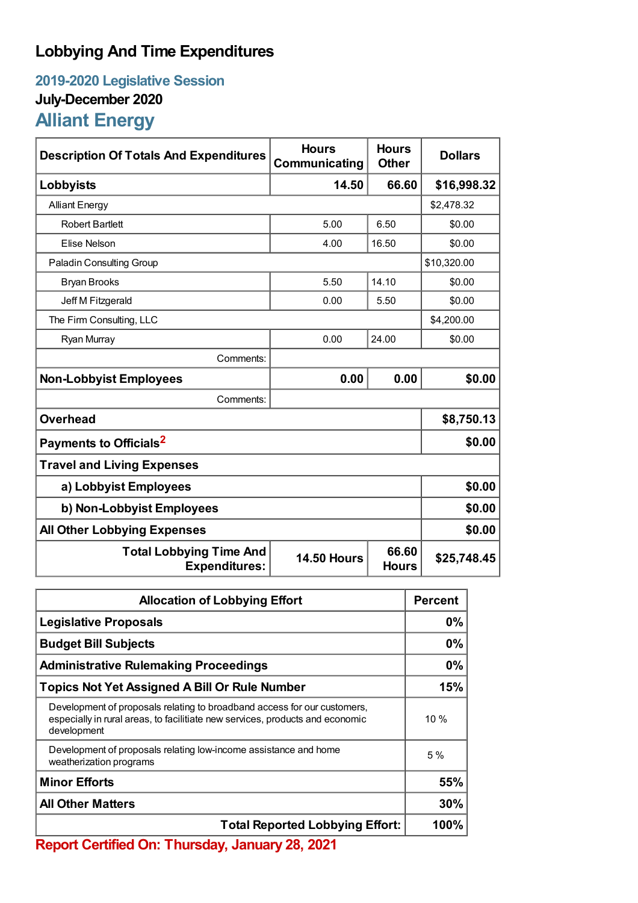# Lobbying And Time Expenditures

## 2019-2020 Legislative Session

### July-December 2020

## Alliant Energy

| Description Of Totals And Expenditures | Hours Communicating | Hours Other | Dollars |
|---|---|---|---|
| **Lobbyists** | **14.50** | **66.60** | **$16,998.32** |
| Alliant Energy | | | $2,478.32 |
| Robert Bartlett | 5.00 | 6.50 | $0.00 |
| Elise Nelson | 4.00 | 16.50 | $0.00 |
| Paladin Consulting Group | | | $10,320.00 |
| Bryan Brooks | 5.50 | 14.10 | $0.00 |
| Jeff M Fitzgerald | 0.00 | 5.50 | $0.00 |
| The Firm Consulting, LLC | | | $4,200.00 |
| Ryan Murray | 0.00 | 24.00 | $0.00 |
| Comments: | | | |
| **Non-Lobbyist Employees** | **0.00** | **0.00** | **$0.00** |
| Comments: | | | |
| **Overhead** | | | **$8,750.13** |
| **Payments to Officials**[2] | | | **$0.00** |
| **Travel and Living Expenses** | | | |
| **a) Lobbyist Employees** | | | **$0.00** |
| **b) Non-Lobbyist Employees** | | | **$0.00** |
| **All Other Lobbying Expenses** | | | **$0.00** |
| **Total Lobbying Time And Expenditures:** | **14.50 Hours** | **66.60 Hours** | **$25,748.45** |

| Allocation of Lobbying Effort | Percent |
|---|---|
| **Legislative Proposals** | **0%** |
| **Budget Bill Subjects** | **0%** |
| **Administrative Rulemaking Proceedings** | **0%** |
| **Topics Not Yet Assigned A Bill Or Rule Number** | **15%** |
| Development of proposals relating to broadband access for our customers, especially in rural areas, to facilitiate new services, products and economic development | 10 % |
| Development of proposals relating low-income assistance and home weatherization programs | 5 % |
| **Minor Efforts** | **55%** |
| **All Other Matters** | **30%** |
| **Total Reported Lobbying Effort:** | **100%** |

**Report Certified On: Thursday, January 28, 2021**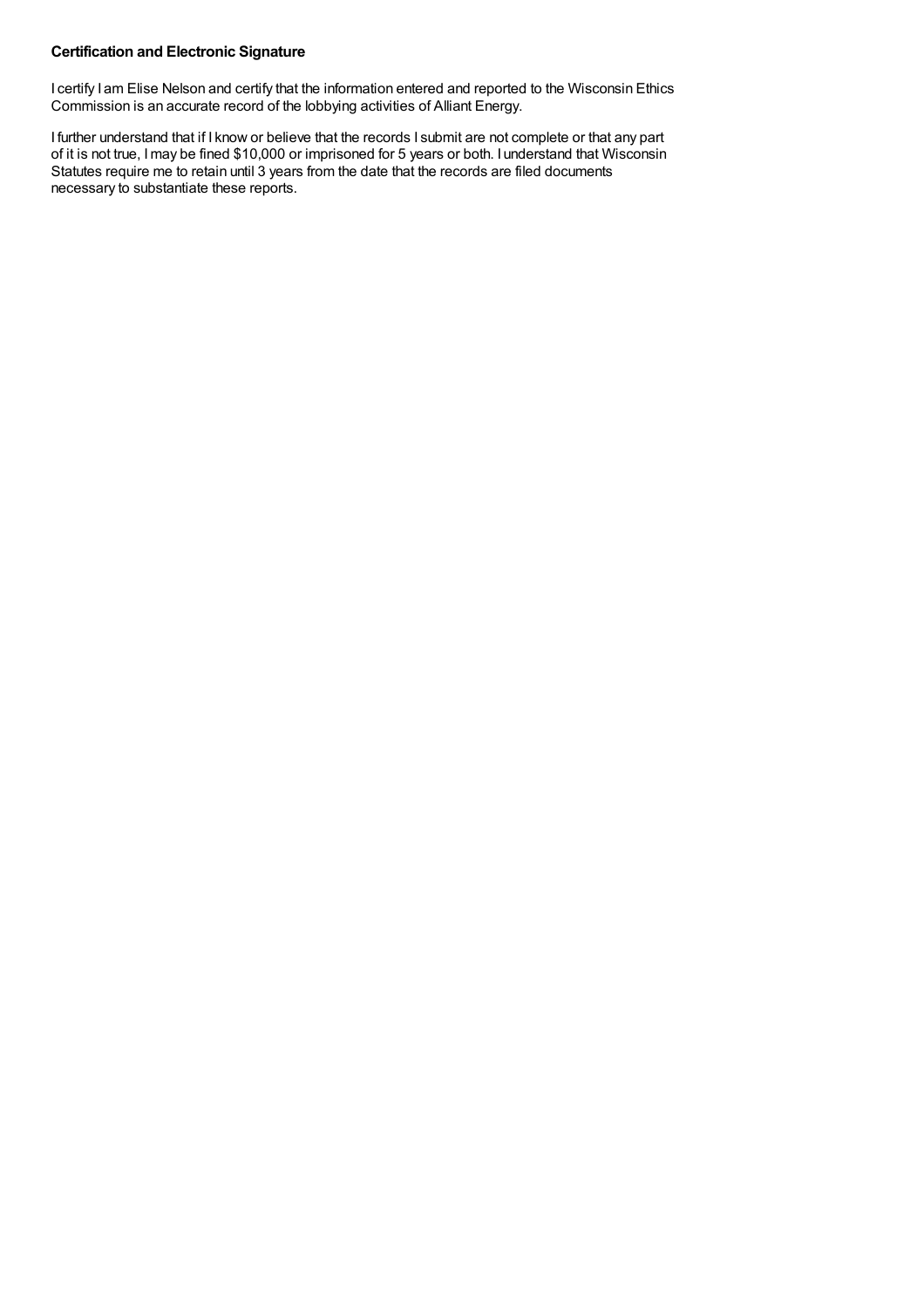**Certification and Electronic Signature**

I certify I am Elise Nelson and certify that the information entered and reported to the Wisconsin Ethics Commission is an accurate record of the lobbying activities of Alliant Energy.

I further understand that if I know or believe that the records I submit are not complete or that any part of it is not true, I may be fined $10,000 or imprisoned for 5 years or both. I understand that Wisconsin Statutes require me to retain until 3 years from the date that the records are filed documents necessary to substantiate these reports.